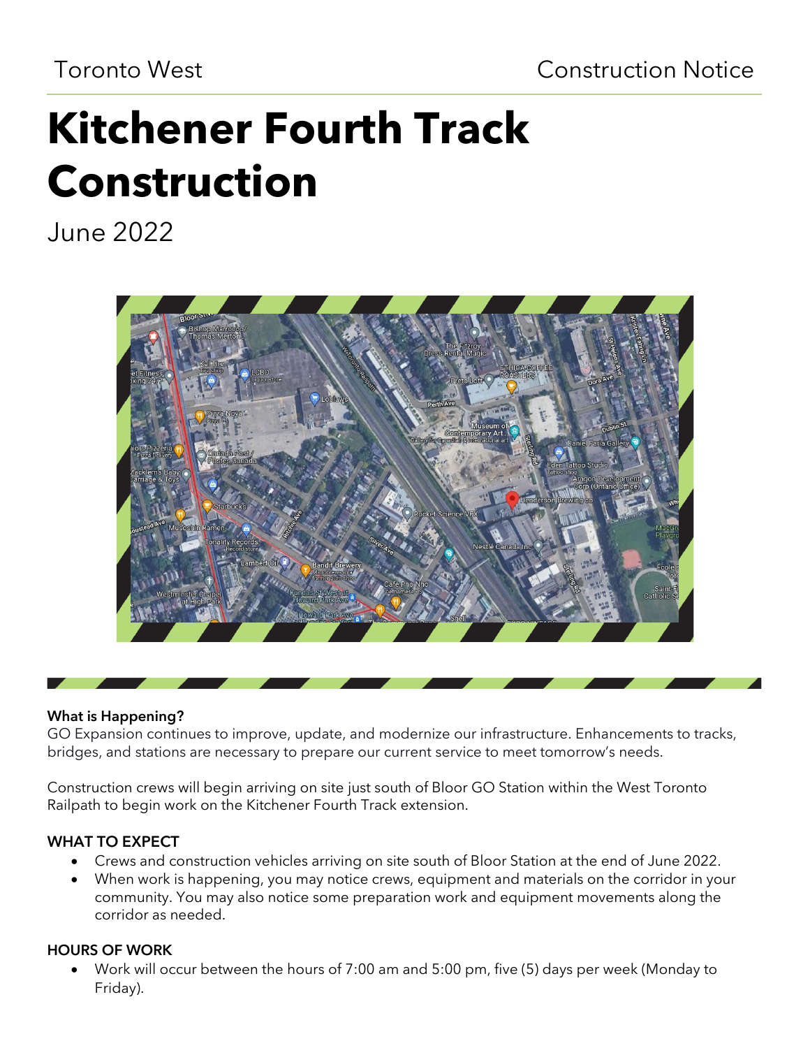Toronto West | Construction Notice

# Kitchener Fourth Track Construction

June 2022

**What is Happening?**

GO Expansion continues to improve, update, and modernize our infrastructure. Enhancements to tracks, bridges, and stations are necessary to prepare our current service to meet tomorrow's needs.

Construction crews will begin arriving on site just south of Bloor GO Station within the West Toronto Railpath to begin work on the Kitchener Fourth Track extension.

**WHAT TO EXPECT**

- Crews and construction vehicles arriving on site south of Bloor Station at the end of June 2022.
- When work is happening, you may notice crews, equipment and materials on the corridor in your community. You may also notice some preparation work and equipment movements along the corridor as needed.

**HOURS OF WORK**

- Work will occur between the hours of 7:00 am and 5:00 pm, five (5) days per week (Monday to Friday).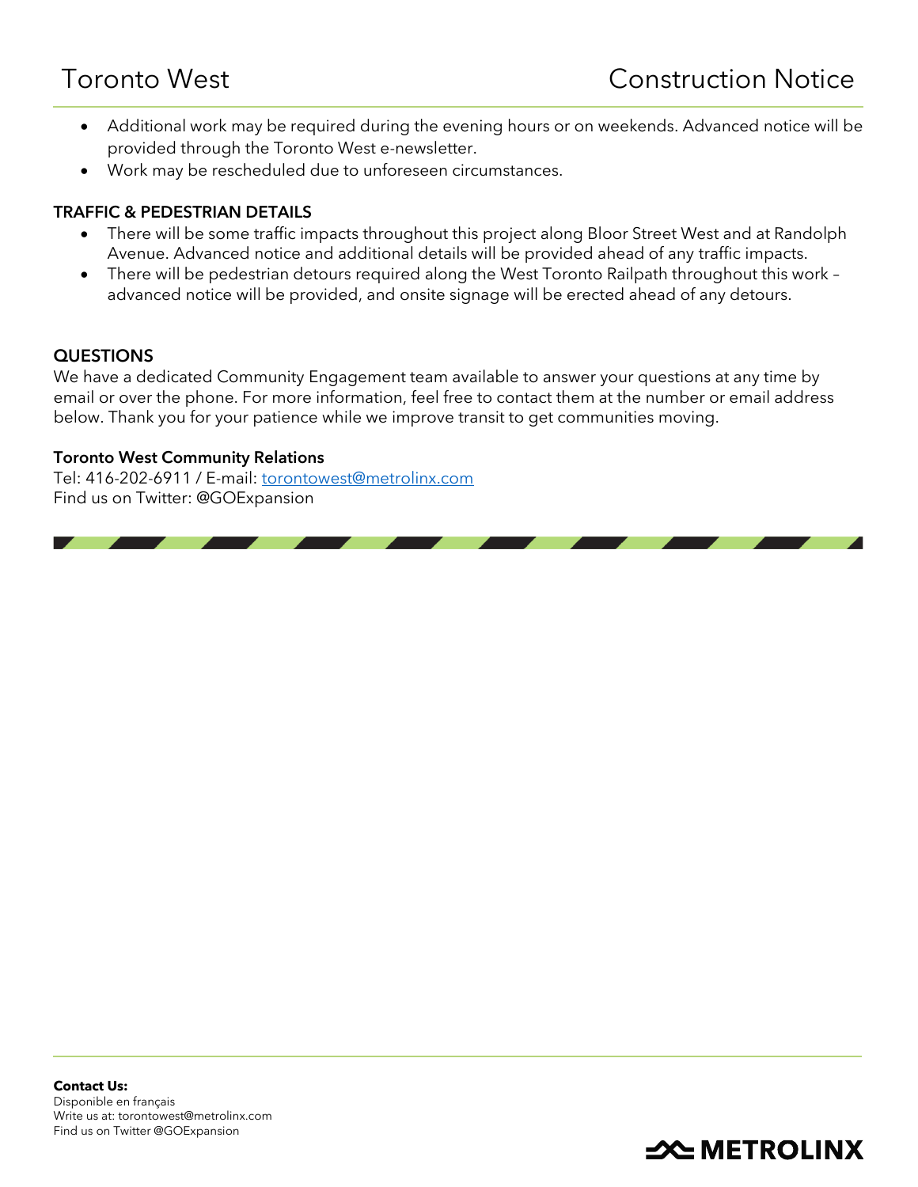- Additional work may be required during the evening hours or on weekends. Advanced notice will be provided through the Toronto West e-newsletter.
- Work may be rescheduled due to unforeseen circumstances.

**TRAFFIC & PEDESTRIAN DETAILS**

- There will be some traffic impacts throughout this project along Bloor Street West and at Randolph Avenue. Advanced notice and additional details will be provided ahead of any traffic impacts.
- There will be pedestrian detours required along the West Toronto Railpath throughout this work – advanced notice will be provided, and onsite signage will be erected ahead of any detours.

**QUESTIONS**

We have a dedicated Community Engagement team available to answer your questions at any time by email or over the phone. For more information, feel free to contact them at the number or email address below. Thank you for your patience while we improve transit to get communities moving.

**Toronto West Community Relations**
Tel: 416-202-6911 / E-mail: torontowest@metrolinx.com
Find us on Twitter: @GOExpansion

**Contact Us:**
Disponible en français
Write us at: torontowest@metrolinx.com
Find us on Twitter @GOExpansion